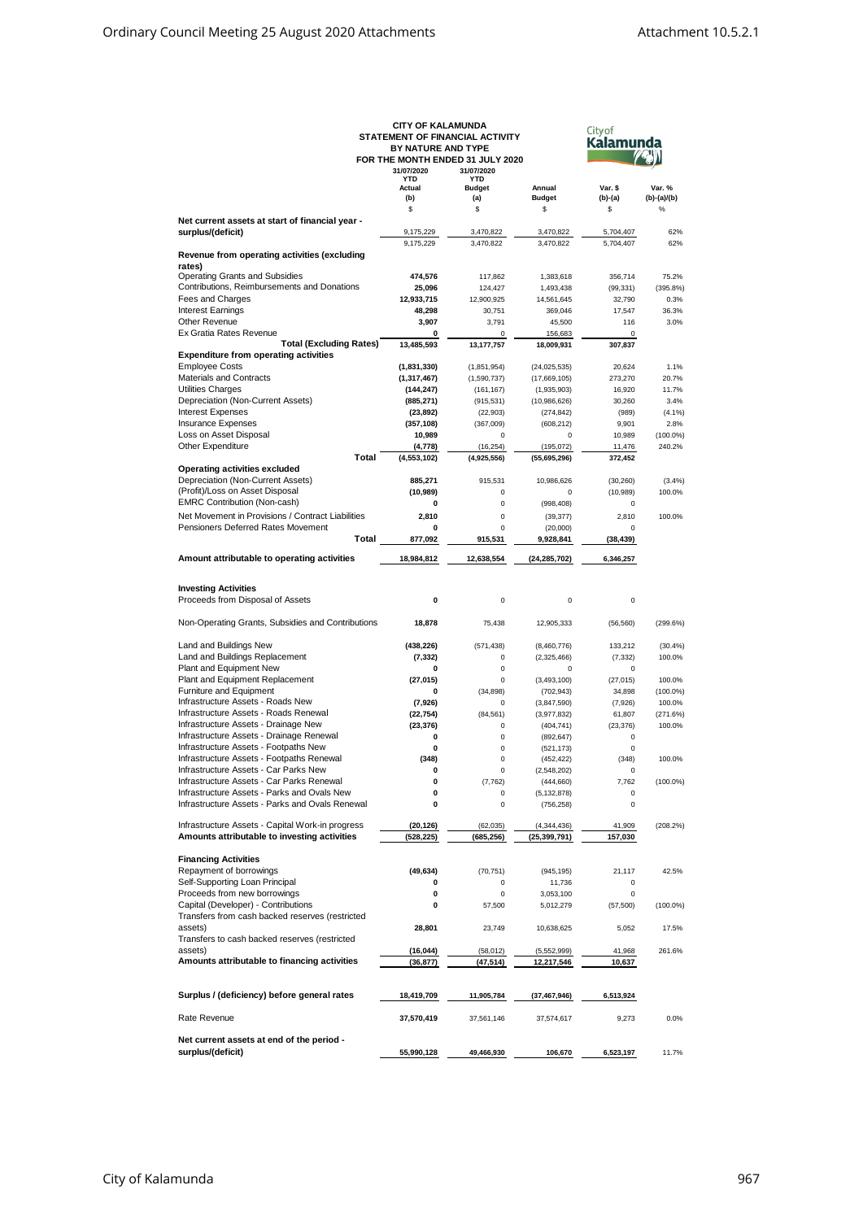**CITY OF KALAMUNDA**
**STATEMENT OF FINANCIAL ACTIVITY**
**BY NATURE AND TYPE**
**FOR THE MONTH ENDED 31 JULY 2020**

| | 31/07/2020 YTD Actual (b) $ | 31/07/2020 YTD Budget (a) $ | Annual Budget $ | Var. $ (b)-(a) $ | Var. % (b)-(a)/(b) % |
|---|---|---|---|---|---|
| **Net current assets at start of financial year - surplus/(deficit)** | 9,175,229 | 3,470,822 | 3,470,822 | 5,704,407 | 62% |
| | 9,175,229 | 3,470,822 | 3,470,822 | 5,704,407 | 62% |
| **Revenue from operating activities (excluding rates)** | | | | | |
| Operating Grants and Subsidies | **474,576** | 117,862 | 1,383,618 | 356,714 | 75.2% |
| Contributions, Reimbursements and Donations | **25,096** | 124,427 | 1,493,438 | (99,331) | (395.8%) |
| Fees and Charges | **12,933,715** | 12,900,925 | 14,561,645 | 32,790 | 0.3% |
| Interest Earnings | **48,298** | 30,751 | 369,046 | 17,547 | 36.3% |
| Other Revenue | **3,907** | 3,791 | 45,500 | 116 | 3.0% |
| Ex Gratia Rates Revenue | **0** | 0 | 156,683 | 0 | |
| **Total (Excluding Rates)** | **13,485,593** | **13,177,757** | **18,009,931** | **307,837** | |
| **Expenditure from operating activities** | | | | | |
| Employee Costs | **(1,831,330)** | (1,851,954) | (24,025,535) | 20,624 | 1.1% |
| Materials and Contracts | **(1,317,467)** | (1,590,737) | (17,669,105) | 273,270 | 20.7% |
| Utilities Charges | **(144,247)** | (161,167) | (1,935,903) | 16,920 | 11.7% |
| Depreciation (Non-Current Assets) | **(885,271)** | (915,531) | (10,986,626) | 30,260 | 3.4% |
| Interest Expenses | **(23,892)** | (22,903) | (274,842) | (989) | (4.1%) |
| Insurance Expenses | **(357,108)** | (367,009) | (608,212) | 9,901 | 2.8% |
| Loss on Asset Disposal | **10,989** | 0 | 0 | 10,989 | (100.0%) |
| Other Expenditure | **(4,778)** | (16,254) | (195,072) | 11,476 | 240.2% |
| **Total** | **(4,553,102)** | **(4,925,556)** | **(55,695,296)** | **372,452** | |
| **Operating activities excluded** | | | | | |
| Depreciation (Non-Current Assets) | **885,271** | 915,531 | 10,986,626 | (30,260) | (3.4%) |
| (Profit)/Loss on Asset Disposal | **(10,989)** | 0 | 0 | (10,989) | 100.0% |
| EMRC Contribution (Non-cash) | **0** | 0 | (998,408) | 0 | |
| Net Movement in Provisions / Contract Liabilities | **2,810** | 0 | (39,377) | 2,810 | 100.0% |
| Pensioners Deferred Rates Movement | **0** | 0 | (20,000) | 0 | |
| **Total** | **877,092** | **915,531** | **9,928,841** | **(38,439)** | |
| **Amount attributable to operating activities** | **18,984,812** | **12,638,554** | **(24,285,702)** | **6,346,257** | |
| **Investing Activities** | | | | | |
| Proceeds from Disposal of Assets | **0** | 0 | 0 | 0 | |
| Non-Operating Grants, Subsidies and Contributions | **18,878** | 75,438 | 12,905,333 | (56,560) | (299.6%) |
| Land and Buildings New | **(438,226)** | (571,438) | (8,460,776) | 133,212 | (30.4%) |
| Land and Buildings Replacement | **(7,332)** | 0 | (2,325,466) | (7,332) | 100.0% |
| Plant and Equipment New | **0** | 0 | 0 | 0 | |
| Plant and Equipment Replacement | **(27,015)** | 0 | (3,493,100) | (27,015) | 100.0% |
| Furniture and Equipment | **0** | (34,898) | (702,943) | 34,898 | (100.0%) |
| Infrastructure Assets - Roads New | **(7,926)** | 0 | (3,847,590) | (7,926) | 100.0% |
| Infrastructure Assets - Roads Renewal | **(22,754)** | (84,561) | (3,977,832) | 61,807 | (271.6%) |
| Infrastructure Assets - Drainage New | **(23,376)** | 0 | (404,741) | (23,376) | 100.0% |
| Infrastructure Assets - Drainage Renewal | **0** | 0 | (892,647) | 0 | |
| Infrastructure Assets - Footpaths New | **0** | 0 | (521,173) | 0 | |
| Infrastructure Assets - Footpaths Renewal | **(348)** | 0 | (452,422) | (348) | 100.0% |
| Infrastructure Assets - Car Parks New | **0** | 0 | (2,548,202) | 0 | |
| Infrastructure Assets - Car Parks Renewal | **0** | (7,762) | (444,660) | 7,762 | (100.0%) |
| Infrastructure Assets - Parks and Ovals New | **0** | 0 | (5,132,878) | 0 | |
| Infrastructure Assets - Parks and Ovals Renewal | **0** | 0 | (756,258) | 0 | |
| Infrastructure Assets - Capital Work-in progress | **(20,126)** | (62,035) | (4,344,436) | 41,909 | (208.2%) |
| **Amounts attributable to investing activities** | **(528,225)** | **(685,256)** | **(25,399,791)** | **157,030** | |
| **Financing Activities** | | | | | |
| Repayment of borrowings | **(49,634)** | (70,751) | (945,195) | 21,117 | 42.5% |
| Self-Supporting Loan Principal | **0** | 0 | 11,736 | 0 | |
| Proceeds from new borrowings | **0** | 0 | 3,053,100 | 0 | |
| Capital (Developer) - Contributions | **0** | 57,500 | 5,012,279 | (57,500) | (100.0%) |
| Transfers from cash backed reserves (restricted assets) | **28,801** | 23,749 | 10,638,625 | 5,052 | 17.5% |
| Transfers to cash backed reserves (restricted assets) | **(16,044)** | (58,012) | (5,552,999) | 41,968 | 261.6% |
| **Amounts attributable to financing activities** | **(36,877)** | **(47,514)** | **12,217,546** | **10,637** | |
| **Surplus / (deficiency) before general rates** | **18,419,709** | **11,905,784** | **(37,467,946)** | **6,513,924** | |
| Rate Revenue | **37,570,419** | 37,561,146 | 37,574,617 | 9,273 | 0.0% |
| **Net current assets at end of the period - surplus/(deficit)** | **55,990,128** | **49,466,930** | **106,670** | **6,523,197** | 11.7% |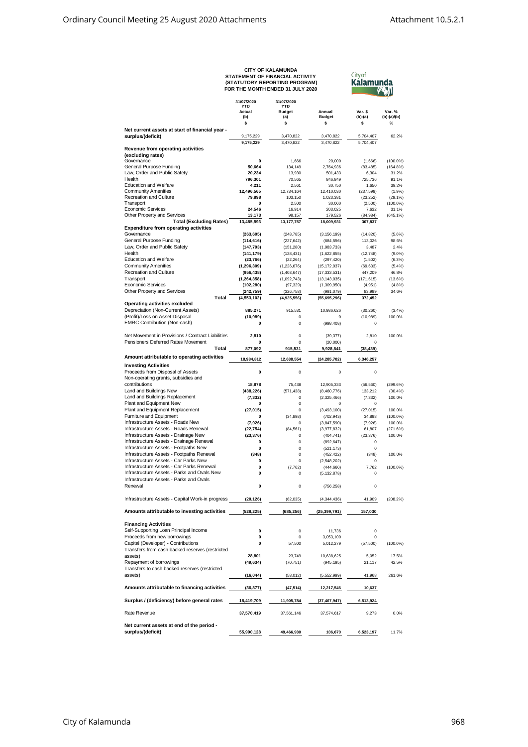**CITY OF KALAMUNDA**
**STATEMENT OF FINANCIAL ACTIVITY**
**(STATUTORY REPORTING PROGRAM)**
**FOR THE MONTH ENDED 31 JULY 2020**

| | 31/07/2020 YTD Actual (b) $ | 31/07/2020 YTD Budget (a) $ | Annual Budget $ | Var. $ (b)-(a) $ | Var. % (b)-(a)/(b) % |
|---|---|---|---|---|---|
| **Net current assets at start of financial year - surplus/(deficit)** | 9,175,229 | 3,470,822 | 3,470,822 | 5,704,407 | 62.2% |
| | **9,175,229** | 3,470,822 | 3,470,822 | 5,704,407 | |
| **Revenue from operating activities (excluding rates)** | | | | | |
| Governance | **0** | 1,666 | 20,000 | (1,666) | (100.0%) |
| General Purpose Funding | **50,664** | 134,149 | 2,764,936 | (83,485) | (164.8%) |
| Law, Order and Public Safety | **20,234** | 13,930 | 501,433 | 6,304 | 31.2% |
| Health | **796,301** | 70,565 | 846,849 | 725,736 | 91.1% |
| Education and Welfare | **4,211** | 2,561 | 30,750 | 1,650 | 39.2% |
| Community Amenities | **12,496,565** | 12,734,164 | 12,410,030 | (237,599) | (1.9%) |
| Recreation and Culture | **79,898** | 103,150 | 1,023,381 | (23,252) | (29.1%) |
| Transport | **0** | 2,500 | 30,000 | (2,500) | (100.0%) |
| Economic Services | **24,546** | 16,914 | 203,025 | 7,632 | 31.1% |
| Other Property and Services | **13,173** | 98,157 | 179,526 | (84,984) | (645.1%) |
| **Total (Excluding Rates)** | **13,485,593** | **13,177,757** | **18,009,931** | **307,837** | |
| **Expenditure from operating activities** | | | | | |
| Governance | **(263,605)** | (248,785) | (3,156,199) | (14,820) | (5.6%) |
| General Purpose Funding | **(114,616)** | (227,642) | (684,556) | 113,026 | 98.6% |
| Law, Order and Public Safety | **(147,793)** | (151,280) | (1,983,733) | 3,487 | 2.4% |
| Health | **(141,179)** | (128,431) | (1,622,855) | (12,748) | (9.0%) |
| Education and Welfare | **(23,766)** | (22,264) | (297,420) | (1,502) | (6.3%) |
| Community Amenities | **(1,296,309)** | (1,226,676) | (15,172,937) | (69,633) | (5.4%) |
| Recreation and Culture | **(956,438)** | (1,403,647) | (17,333,531) | 447,209 | 46.8% |
| Transport | **(1,264,358)** | (1,092,743) | (13,143,035) | (171,615) | (13.6%) |
| Economic Services | **(102,280)** | (97,329) | (1,309,950) | (4,951) | (4.8%) |
| Other Property and Services | **(242,759)** | (326,758) | (991,079) | 83,999 | 34.6% |
| **Total** | **(4,553,102)** | **(4,925,556)** | **(55,695,296)** | **372,452** | |
| **Operating activities excluded** | | | | | |
| Depreciation (Non-Current Assets) | **885,271** | 915,531 | 10,986,626 | (30,260) | (3.4%) |
| (Profit)/Loss on Asset Disposal | **(10,989)** | 0 | 0 | (10,989) | 100.0% |
| EMRC Contribution (Non-cash) | **0** | 0 | (998,408) | 0 | |
| Net Movement in Provisions / Contract Liabilities | **2,810** | 0 | (39,377) | 2,810 | 100.0% |
| Pensioners Deferred Rates Movement | **0** | 0 | (20,000) | 0 | |
| **Total** | **877,092** | **915,531** | **9,928,841** | **(38,439)** | |
| **Amount attributable to operating activities** | **18,984,812** | **12,638,554** | **(24,285,702)** | **6,346,257** | |
| **Investing Activities** | | | | | |
| Proceeds from Disposal of Assets | **0** | 0 | 0 | 0 | |
| Non-operating grants, subsidies and contributions | **18,878** | 75,438 | 12,905,333 | (56,560) | (299.6%) |
| Land and Buildings New | **(438,226)** | (571,438) | (8,460,776) | 133,212 | (30.4%) |
| Land and Buildings Replacement | **(7,332)** | 0 | (2,325,466) | (7,332) | 100.0% |
| Plant and Equipment New | **0** | 0 | 0 | 0 | |
| Plant and Equipment Replacement | **(27,015)** | 0 | (3,493,100) | (27,015) | 100.0% |
| Furniture and Equipment | **0** | (34,898) | (702,943) | 34,898 | (100.0%) |
| Infrastructure Assets - Roads New | **(7,926)** | 0 | (3,847,590) | (7,926) | 100.0% |
| Infrastructure Assets - Roads Renewal | **(22,754)** | (84,561) | (3,977,832) | 61,807 | (271.6%) |
| Infrastructure Assets - Drainage New | **(23,376)** | 0 | (404,741) | (23,376) | 100.0% |
| Infrastructure Assets - Drainage Renewal | **0** | 0 | (892,647) | 0 | |
| Infrastructure Assets - Footpaths New | **0** | 0 | (521,173) | 0 | |
| Infrastructure Assets - Footpaths Renewal | **(348)** | 0 | (452,422) | (348) | 100.0% |
| Infrastructure Assets - Car Parks New | **0** | 0 | (2,548,202) | 0 | |
| Infrastructure Assets - Car Parks Renewal | **0** | (7,762) | (444,660) | 7,762 | (100.0%) |
| Infrastructure Assets - Parks and Ovals New | **0** | 0 | (5,132,878) | 0 | |
| Infrastructure Assets - Parks and Ovals Renewal | **0** | 0 | (756,258) | 0 | |
| Infrastructure Assets - Capital Work-in progress | **(20,126)** | (62,035) | (4,344,436) | 41,909 | (208.2%) |
| **Amounts attributable to investing activities** | **(528,225)** | **(685,256)** | **(25,399,791)** | **157,030** | |
| **Financing Activities** | | | | | |
| Self-Supporting Loan Principal Income | **0** | 0 | 11,736 | 0 | |
| Proceeds from new borrowings | **0** | 0 | 3,053,100 | 0 | |
| Capital (Developer) - Contributions | **0** | 57,500 | 5,012,279 | (57,500) | (100.0%) |
| Transfers from cash backed reserves (restricted assets) | **28,801** | 23,749 | 10,638,625 | 5,052 | 17.5% |
| Repayment of borrowings | **(49,634)** | (70,751) | (945,195) | 21,117 | 42.5% |
| Transfers to cash backed reserves (restricted assets) | **(16,044)** | (58,012) | (5,552,999) | 41,968 | 261.6% |
| **Amounts attributable to financing activities** | **(36,877)** | **(47,514)** | **12,217,546** | **10,637** | |
| **Surplus / (deficiency) before general rates** | **18,419,709** | **11,905,784** | **(37,467,947)** | **6,513,924** | |
| Rate Revenue | **37,570,419** | 37,561,146 | 37,574,617 | 9,273 | 0.0% |
| **Net current assets at end of the period - surplus/(deficit)** | **55,990,128** | **49,466,930** | **106,670** | **6,523,197** | 11.7% |